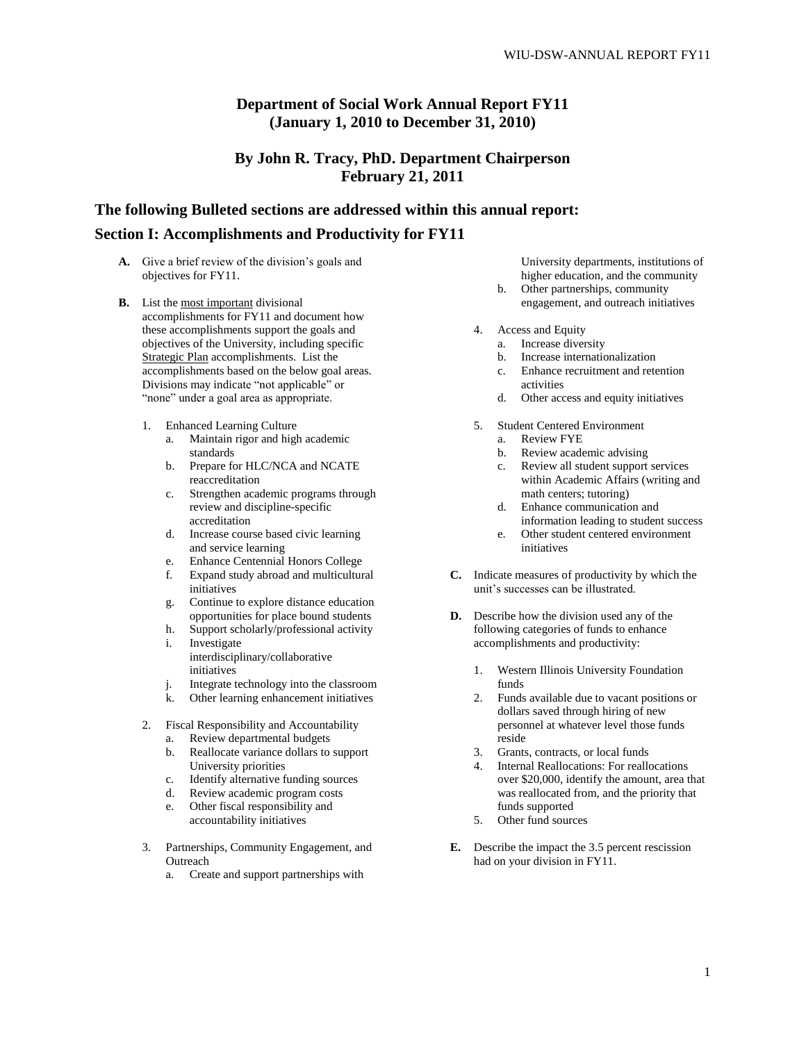# Department of Social Work Annual Report FY11
# (January 1, 2010 to December 31, 2010)

## By John R. Tracy, PhD. Department Chairperson
## February 21, 2011

## The following Bulleted sections are addressed within this annual report:

## Section I: Accomplishments and Productivity for FY11

**A.** Give a brief review of the division's goals and objectives for FY11.

**B.** List the most important divisional accomplishments for FY11 and document how these accomplishments support the goals and objectives of the University, including specific Strategic Plan accomplishments. List the accomplishments based on the below goal areas. Divisions may indicate "not applicable" or "none" under a goal area as appropriate.

1. Enhanced Learning Culture
   a. Maintain rigor and high academic standards
   b. Prepare for HLC/NCA and NCATE reaccreditation
   c. Strengthen academic programs through review and discipline-specific accreditation
   d. Increase course based civic learning and service learning
   e. Enhance Centennial Honors College
   f. Expand study abroad and multicultural initiatives
   g. Continue to explore distance education opportunities for place bound students
   h. Support scholarly/professional activity
   i. Investigate interdisciplinary/collaborative initiatives
   j. Integrate technology into the classroom
   k. Other learning enhancement initiatives

2. Fiscal Responsibility and Accountability
   a. Review departmental budgets
   b. Reallocate variance dollars to support University priorities
   c. Identify alternative funding sources
   d. Review academic program costs
   e. Other fiscal responsibility and accountability initiatives

3. Partnerships, Community Engagement, and Outreach
   a. Create and support partnerships with University departments, institutions of higher education, and the community
   b. Other partnerships, community engagement, and outreach initiatives

4. Access and Equity
   a. Increase diversity
   b. Increase internationalization
   c. Enhance recruitment and retention activities
   d. Other access and equity initiatives

5. Student Centered Environment
   a. Review FYE
   b. Review academic advising
   c. Review all student support services within Academic Affairs (writing and math centers; tutoring)
   d. Enhance communication and information leading to student success
   e. Other student centered environment initiatives

**C.** Indicate measures of productivity by which the unit's successes can be illustrated.

**D.** Describe how the division used any of the following categories of funds to enhance accomplishments and productivity:

1. Western Illinois University Foundation funds
2. Funds available due to vacant positions or dollars saved through hiring of new personnel at whatever level those funds reside
3. Grants, contracts, or local funds
4. Internal Reallocations: For reallocations over $20,000, identify the amount, area that was reallocated from, and the priority that funds supported
5. Other fund sources

**E.** Describe the impact the 3.5 percent rescission had on your division in FY11.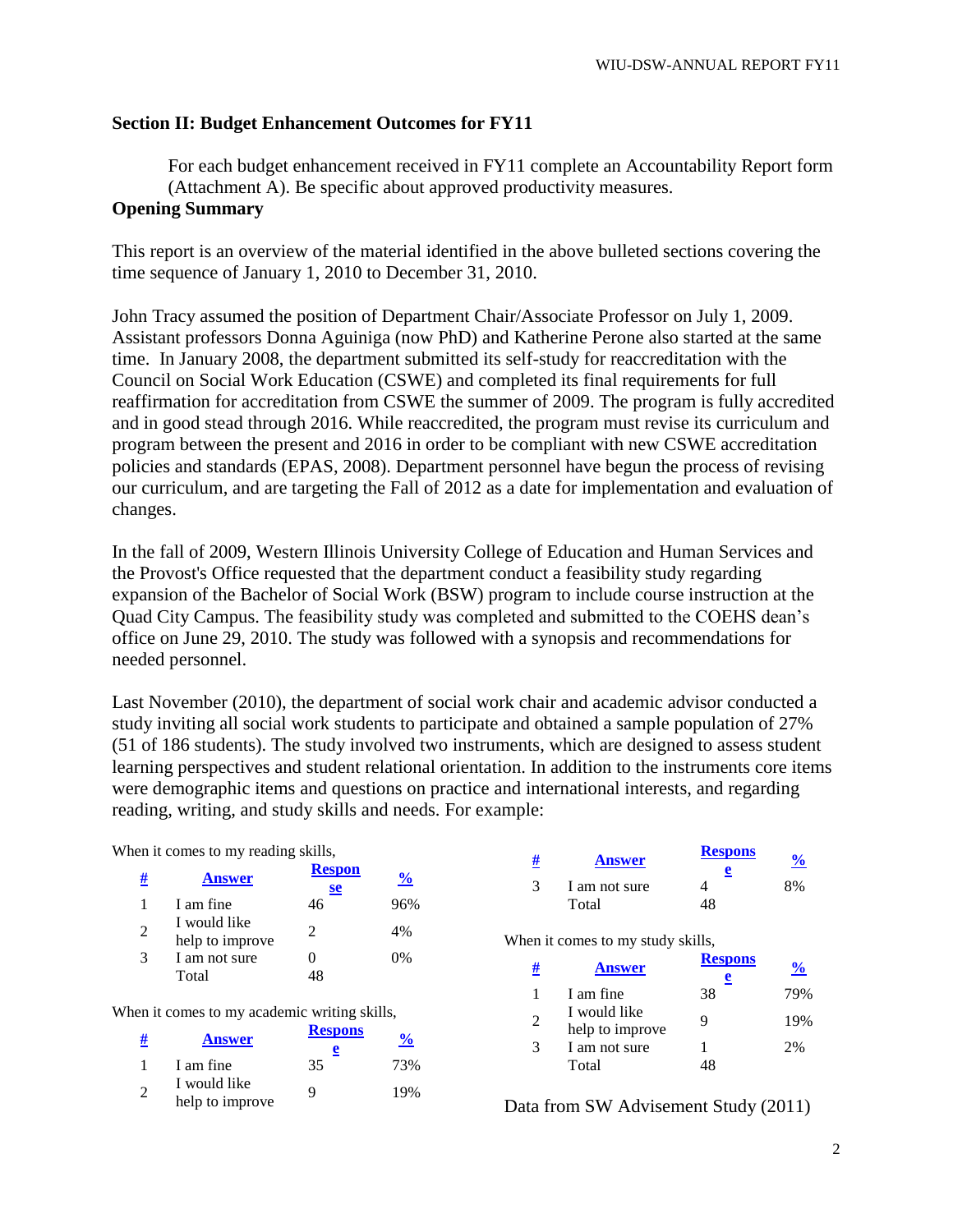## Section II: Budget Enhancement Outcomes for FY11

For each budget enhancement received in FY11 complete an Accountability Report form (Attachment A). Be specific about approved productivity measures.

**Opening Summary**

This report is an overview of the material identified in the above bulleted sections covering the time sequence of January 1, 2010 to December 31, 2010.

John Tracy assumed the position of Department Chair/Associate Professor on July 1, 2009. Assistant professors Donna Aguiniga (now PhD) and Katherine Perone also started at the same time. In January 2008, the department submitted its self-study for reaccreditation with the Council on Social Work Education (CSWE) and completed its final requirements for full reaffirmation for accreditation from CSWE the summer of 2009. The program is fully accredited and in good stead through 2016. While reaccredited, the program must revise its curriculum and program between the present and 2016 in order to be compliant with new CSWE accreditation policies and standards (EPAS, 2008). Department personnel have begun the process of revising our curriculum, and are targeting the Fall of 2012 as a date for implementation and evaluation of changes.

In the fall of 2009, Western Illinois University College of Education and Human Services and the Provost's Office requested that the department conduct a feasibility study regarding expansion of the Bachelor of Social Work (BSW) program to include course instruction at the Quad City Campus. The feasibility study was completed and submitted to the COEHS dean's office on June 29, 2010. The study was followed with a synopsis and recommendations for needed personnel.

Last November (2010), the department of social work chair and academic advisor conducted a study inviting all social work students to participate and obtained a sample population of 27% (51 of 186 students). The study involved two instruments, which are designed to assess student learning perspectives and student relational orientation. In addition to the instruments core items were demographic items and questions on practice and international interests, and regarding reading, writing, and study skills and needs. For example:

When it comes to my reading skills,

| # | Answer | Response | % |
|---|---|---|---|
| 1 | I am fine | 46 | 96% |
| 2 | I would like help to improve | 2 | 4% |
| 3 | I am not sure | 0 | 0% |
| | Total | 48 | |

When it comes to my academic writing skills,

| # | Answer | Response | % |
|---|---|---|---|
| 1 | I am fine | 35 | 73% |
| 2 | I would like help to improve | 9 | 19% |
| 3 | I am not sure | 4 | 8% |
| | Total | 48 | |

When it comes to my study skills,

| # | Answer | Response | % |
|---|---|---|---|
| 1 | I am fine | 38 | 79% |
| 2 | I would like help to improve | 9 | 19% |
| 3 | I am not sure | 1 | 2% |
| | Total | 48 | |

Data from SW Advisement Study (2011)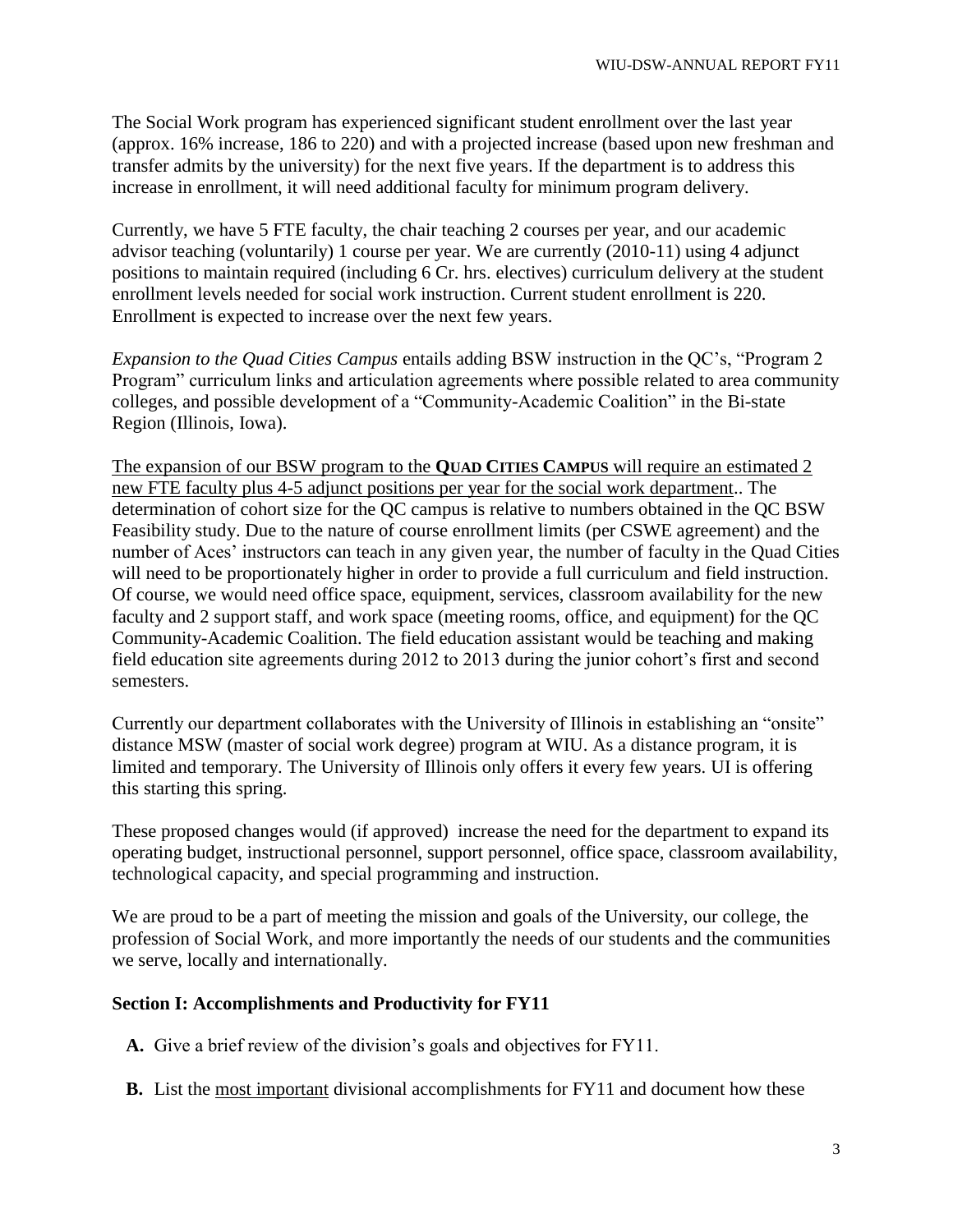The Social Work program has experienced significant student enrollment over the last year (approx. 16% increase, 186 to 220) and with a projected increase (based upon new freshman and transfer admits by the university) for the next five years. If the department is to address this increase in enrollment, it will need additional faculty for minimum program delivery.

Currently, we have 5 FTE faculty, the chair teaching 2 courses per year, and our academic advisor teaching (voluntarily) 1 course per year. We are currently (2010-11) using 4 adjunct positions to maintain required (including 6 Cr. hrs. electives) curriculum delivery at the student enrollment levels needed for social work instruction. Current student enrollment is 220. Enrollment is expected to increase over the next few years.

*Expansion to the Quad Cities Campus* entails adding BSW instruction in the QC's, "Program 2 Program" curriculum links and articulation agreements where possible related to area community colleges, and possible development of a "Community-Academic Coalition" in the Bi-state Region (Illinois, Iowa).

<u>The expansion of our BSW program to the **QUAD CITIES CAMPUS** will require an estimated 2 new FTE faculty plus 4-5 adjunct positions per year for the social work department</u>.. The determination of cohort size for the QC campus is relative to numbers obtained in the QC BSW Feasibility study. Due to the nature of course enrollment limits (per CSWE agreement) and the number of Aces' instructors can teach in any given year, the number of faculty in the Quad Cities will need to be proportionately higher in order to provide a full curriculum and field instruction. Of course, we would need office space, equipment, services, classroom availability for the new faculty and 2 support staff, and work space (meeting rooms, office, and equipment) for the QC Community-Academic Coalition. The field education assistant would be teaching and making field education site agreements during 2012 to 2013 during the junior cohort's first and second semesters.

Currently our department collaborates with the University of Illinois in establishing an "onsite" distance MSW (master of social work degree) program at WIU. As a distance program, it is limited and temporary. The University of Illinois only offers it every few years. UI is offering this starting this spring.

These proposed changes would (if approved) increase the need for the department to expand its operating budget, instructional personnel, support personnel, office space, classroom availability, technological capacity, and special programming and instruction.

We are proud to be a part of meeting the mission and goals of the University, our college, the profession of Social Work, and more importantly the needs of our students and the communities we serve, locally and internationally.

**Section I: Accomplishments and Productivity for FY11**

**A.** Give a brief review of the division's goals and objectives for FY11.

**B.** List the <u>most important</u> divisional accomplishments for FY11 and document how these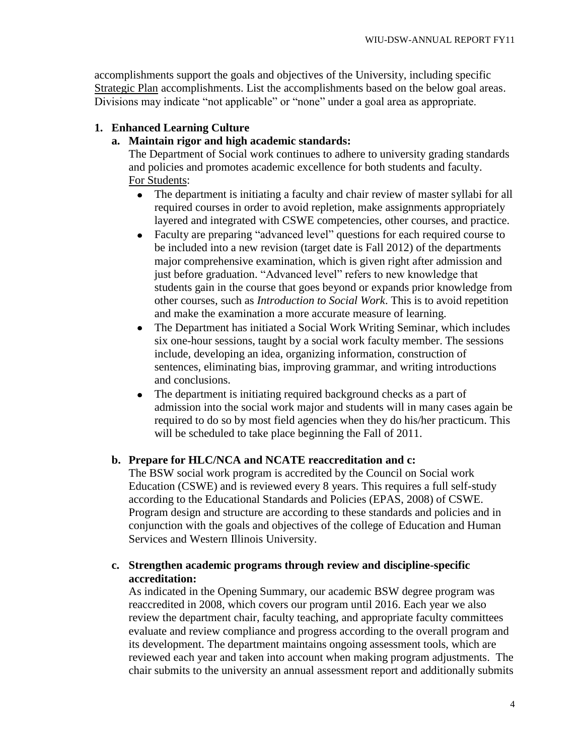accomplishments support the goals and objectives of the University, including specific Strategic Plan accomplishments. List the accomplishments based on the below goal areas. Divisions may indicate "not applicable" or "none" under a goal area as appropriate.

**1. Enhanced Learning Culture**

**a. Maintain rigor and high academic standards:**

The Department of Social work continues to adhere to university grading standards and policies and promotes academic excellence for both students and faculty.

For Students:

- The department is initiating a faculty and chair review of master syllabi for all required courses in order to avoid repletion, make assignments appropriately layered and integrated with CSWE competencies, other courses, and practice.
- Faculty are preparing "advanced level" questions for each required course to be included into a new revision (target date is Fall 2012) of the departments major comprehensive examination, which is given right after admission and just before graduation. "Advanced level" refers to new knowledge that students gain in the course that goes beyond or expands prior knowledge from other courses, such as *Introduction to Social Work*. This is to avoid repetition and make the examination a more accurate measure of learning.
- The Department has initiated a Social Work Writing Seminar, which includes six one-hour sessions, taught by a social work faculty member. The sessions include, developing an idea, organizing information, construction of sentences, eliminating bias, improving grammar, and writing introductions and conclusions.
- The department is initiating required background checks as a part of admission into the social work major and students will in many cases again be required to do so by most field agencies when they do his/her practicum. This will be scheduled to take place beginning the Fall of 2011.

**b. Prepare for HLC/NCA and NCATE reaccreditation and c:**

The BSW social work program is accredited by the Council on Social work Education (CSWE) and is reviewed every 8 years. This requires a full self-study according to the Educational Standards and Policies (EPAS, 2008) of CSWE. Program design and structure are according to these standards and policies and in conjunction with the goals and objectives of the college of Education and Human Services and Western Illinois University.

**c. Strengthen academic programs through review and discipline-specific accreditation:**

As indicated in the Opening Summary, our academic BSW degree program was reaccredited in 2008, which covers our program until 2016. Each year we also review the department chair, faculty teaching, and appropriate faculty committees evaluate and review compliance and progress according to the overall program and its development. The department maintains ongoing assessment tools, which are reviewed each year and taken into account when making program adjustments. The chair submits to the university an annual assessment report and additionally submits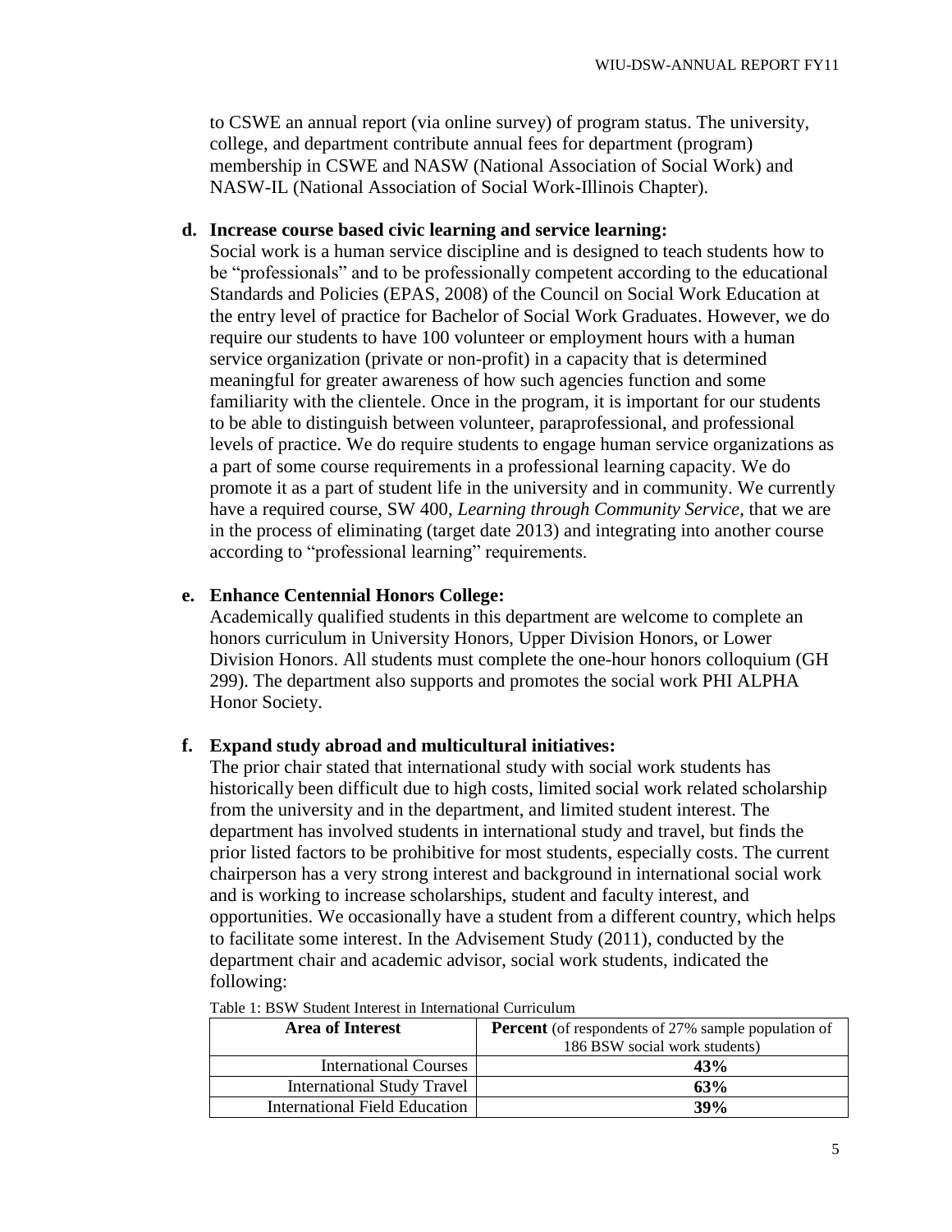to CSWE an annual report (via online survey) of program status. The university, college, and department contribute annual fees for department (program) membership in CSWE and NASW (National Association of Social Work) and NASW-IL (National Association of Social Work-Illinois Chapter).

**d. Increase course based civic learning and service learning:**

Social work is a human service discipline and is designed to teach students how to be "professionals" and to be professionally competent according to the educational Standards and Policies (EPAS, 2008) of the Council on Social Work Education at the entry level of practice for Bachelor of Social Work Graduates. However, we do require our students to have 100 volunteer or employment hours with a human service organization (private or non-profit) in a capacity that is determined meaningful for greater awareness of how such agencies function and some familiarity with the clientele. Once in the program, it is important for our students to be able to distinguish between volunteer, paraprofessional, and professional levels of practice. We do require students to engage human service organizations as a part of some course requirements in a professional learning capacity. We do promote it as a part of student life in the university and in community. We currently have a required course, SW 400, *Learning through Community Service*, that we are in the process of eliminating (target date 2013) and integrating into another course according to "professional learning" requirements.

**e. Enhance Centennial Honors College:**

Academically qualified students in this department are welcome to complete an honors curriculum in University Honors, Upper Division Honors, or Lower Division Honors. All students must complete the one-hour honors colloquium (GH 299). The department also supports and promotes the social work PHI ALPHA Honor Society.

**f. Expand study abroad and multicultural initiatives:**

The prior chair stated that international study with social work students has historically been difficult due to high costs, limited social work related scholarship from the university and in the department, and limited student interest. The department has involved students in international study and travel, but finds the prior listed factors to be prohibitive for most students, especially costs. The current chairperson has a very strong interest and background in international social work and is working to increase scholarships, student and faculty interest, and opportunities. We occasionally have a student from a different country, which helps to facilitate some interest. In the Advisement Study (2011), conducted by the department chair and academic advisor, social work students, indicated the following:

Table 1: BSW Student Interest in International Curriculum

| Area of Interest | **Percent** (of respondents of 27% sample population of 186 BSW social work students) |
|---|---|
| International Courses | **43%** |
| International Study Travel | **63%** |
| International Field Education | **39%** |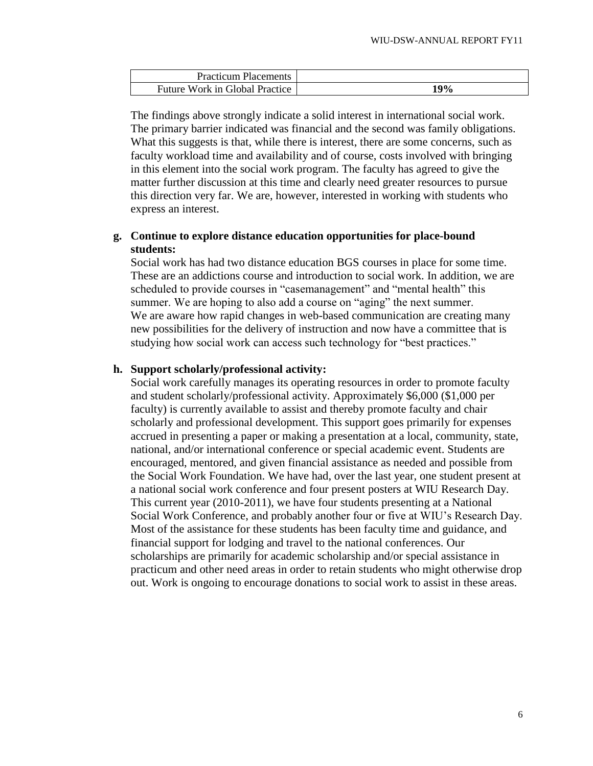| Practicum Placements | |
|---|---|
| Future Work in Global Practice | **19%** |

The findings above strongly indicate a solid interest in international social work. The primary barrier indicated was financial and the second was family obligations. What this suggests is that, while there is interest, there are some concerns, such as faculty workload time and availability and of course, costs involved with bringing in this element into the social work program. The faculty has agreed to give the matter further discussion at this time and clearly need greater resources to pursue this direction very far. We are, however, interested in working with students who express an interest.

**g. Continue to explore distance education opportunities for place-bound students:**

Social work has had two distance education BGS courses in place for some time. These are an addictions course and introduction to social work. In addition, we are scheduled to provide courses in "casemanagement" and "mental health" this summer. We are hoping to also add a course on "aging" the next summer. We are aware how rapid changes in web-based communication are creating many new possibilities for the delivery of instruction and now have a committee that is studying how social work can access such technology for "best practices."

**h. Support scholarly/professional activity:**

Social work carefully manages its operating resources in order to promote faculty and student scholarly/professional activity. Approximately $6,000 ($1,000 per faculty) is currently available to assist and thereby promote faculty and chair scholarly and professional development. This support goes primarily for expenses accrued in presenting a paper or making a presentation at a local, community, state, national, and/or international conference or special academic event. Students are encouraged, mentored, and given financial assistance as needed and possible from the Social Work Foundation. We have had, over the last year, one student present at a national social work conference and four present posters at WIU Research Day. This current year (2010-2011), we have four students presenting at a National Social Work Conference, and probably another four or five at WIU's Research Day. Most of the assistance for these students has been faculty time and guidance, and financial support for lodging and travel to the national conferences. Our scholarships are primarily for academic scholarship and/or special assistance in practicum and other need areas in order to retain students who might otherwise drop out. Work is ongoing to encourage donations to social work to assist in these areas.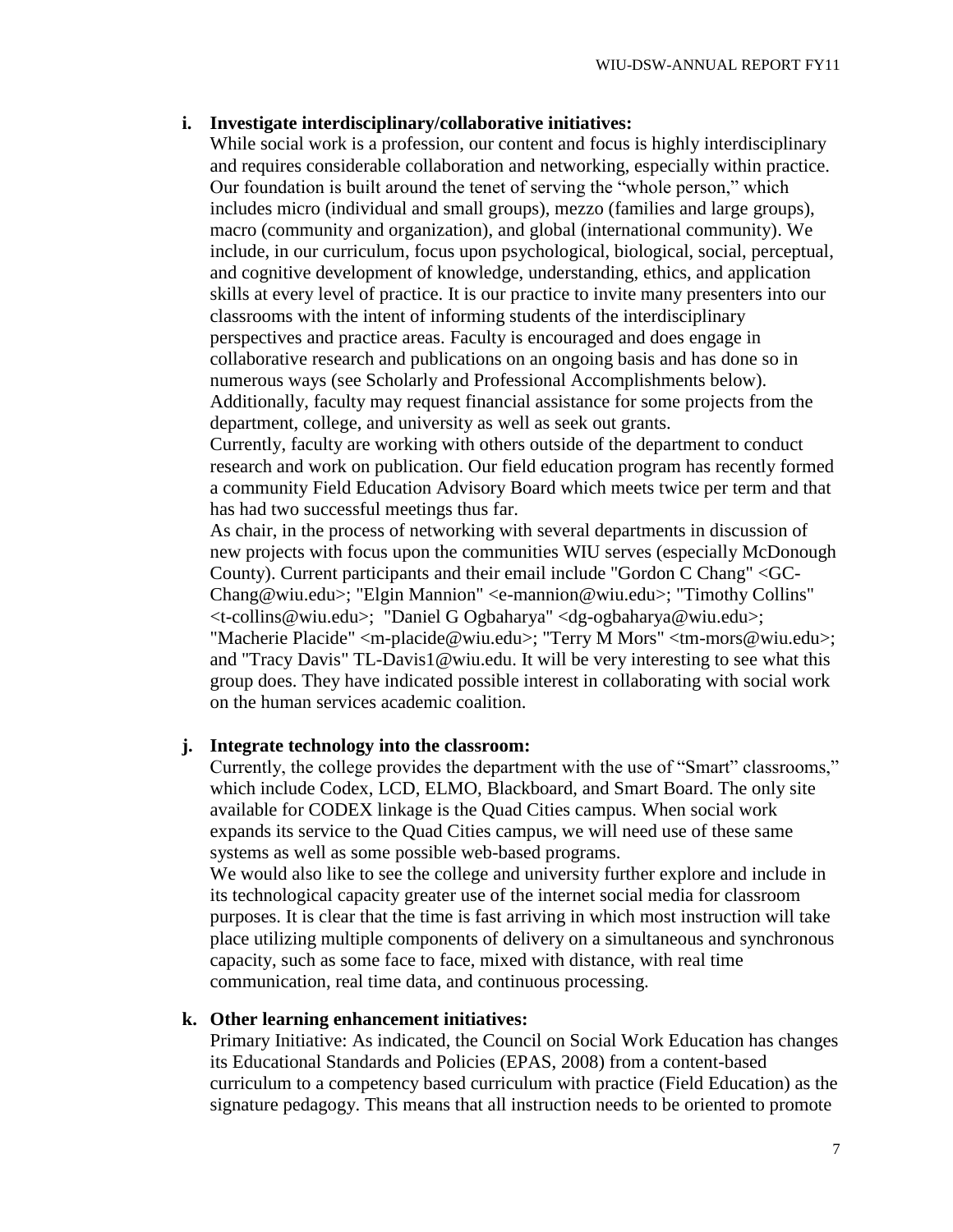**i. Investigate interdisciplinary/collaborative initiatives:**

While social work is a profession, our content and focus is highly interdisciplinary and requires considerable collaboration and networking, especially within practice. Our foundation is built around the tenet of serving the "whole person," which includes micro (individual and small groups), mezzo (families and large groups), macro (community and organization), and global (international community). We include, in our curriculum, focus upon psychological, biological, social, perceptual, and cognitive development of knowledge, understanding, ethics, and application skills at every level of practice. It is our practice to invite many presenters into our classrooms with the intent of informing students of the interdisciplinary perspectives and practice areas. Faculty is encouraged and does engage in collaborative research and publications on an ongoing basis and has done so in numerous ways (see Scholarly and Professional Accomplishments below). Additionally, faculty may request financial assistance for some projects from the department, college, and university as well as seek out grants.

Currently, faculty are working with others outside of the department to conduct research and work on publication. Our field education program has recently formed a community Field Education Advisory Board which meets twice per term and that has had two successful meetings thus far.

As chair, in the process of networking with several departments in discussion of new projects with focus upon the communities WIU serves (especially McDonough County). Current participants and their email include "Gordon C Chang" <GC-Chang@wiu.edu>; "Elgin Mannion" <e-mannion@wiu.edu>; "Timothy Collins" <t-collins@wiu.edu>; "Daniel G Ogbaharya" <dg-ogbaharya@wiu.edu>; "Macherie Placide" <m-placide@wiu.edu>; "Terry M Mors" <tm-mors@wiu.edu>; and "Tracy Davis" TL-Davis1@wiu.edu. It will be very interesting to see what this group does. They have indicated possible interest in collaborating with social work on the human services academic coalition.

**j. Integrate technology into the classroom:**

Currently, the college provides the department with the use of "Smart" classrooms," which include Codex, LCD, ELMO, Blackboard, and Smart Board. The only site available for CODEX linkage is the Quad Cities campus. When social work expands its service to the Quad Cities campus, we will need use of these same systems as well as some possible web-based programs.

We would also like to see the college and university further explore and include in its technological capacity greater use of the internet social media for classroom purposes. It is clear that the time is fast arriving in which most instruction will take place utilizing multiple components of delivery on a simultaneous and synchronous capacity, such as some face to face, mixed with distance, with real time communication, real time data, and continuous processing.

**k. Other learning enhancement initiatives:**

Primary Initiative: As indicated, the Council on Social Work Education has changes its Educational Standards and Policies (EPAS, 2008) from a content-based curriculum to a competency based curriculum with practice (Field Education) as the signature pedagogy. This means that all instruction needs to be oriented to promote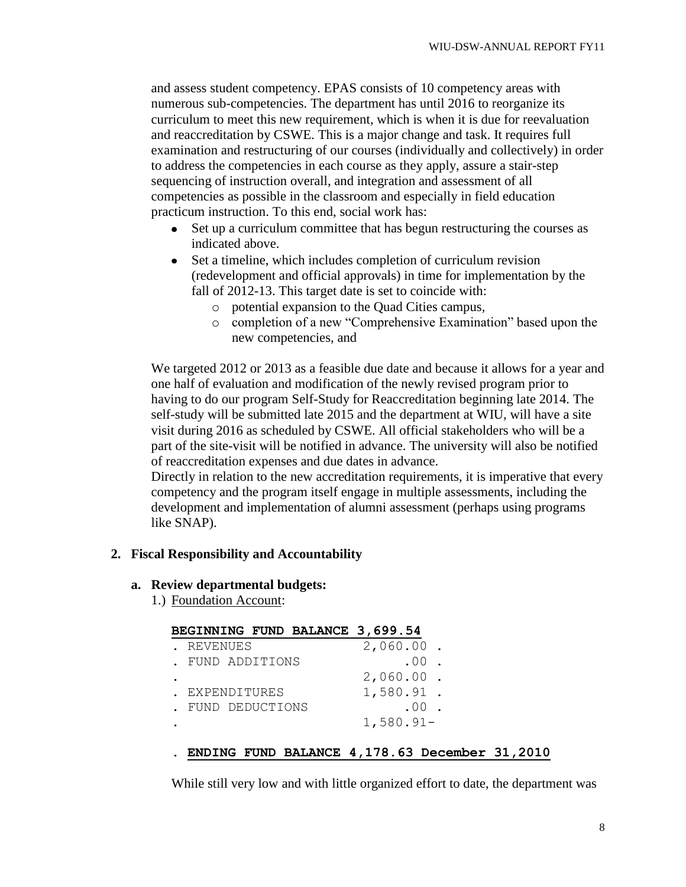and assess student competency. EPAS consists of 10 competency areas with numerous sub-competencies. The department has until 2016 to reorganize its curriculum to meet this new requirement, which is when it is due for reevaluation and reaccreditation by CSWE. This is a major change and task. It requires full examination and restructuring of our courses (individually and collectively) in order to address the competencies in each course as they apply, assure a stair-step sequencing of instruction overall, and integration and assessment of all competencies as possible in the classroom and especially in field education practicum instruction. To this end, social work has:

- Set up a curriculum committee that has begun restructuring the courses as indicated above.
- Set a timeline, which includes completion of curriculum revision (redevelopment and official approvals) in time for implementation by the fall of 2012-13. This target date is set to coincide with:
  - potential expansion to the Quad Cities campus,
  - completion of a new "Comprehensive Examination" based upon the new competencies, and

We targeted 2012 or 2013 as a feasible due date and because it allows for a year and one half of evaluation and modification of the newly revised program prior to having to do our program Self-Study for Reaccreditation beginning late 2014. The self-study will be submitted late 2015 and the department at WIU, will have a site visit during 2016 as scheduled by CSWE. All official stakeholders who will be a part of the site-visit will be notified in advance. The university will also be notified of reaccreditation expenses and due dates in advance.

Directly in relation to the new accreditation requirements, it is imperative that every competency and the program itself engage in multiple assessments, including the development and implementation of alumni assessment (perhaps using programs like SNAP).

## 2. Fiscal Responsibility and Accountability

### a. Review departmental budgets:

1.) Foundation Account:

```
BEGINNING FUND BALANCE 3,699.54
. REVENUES              2,060.00 .
. FUND ADDITIONS             .00 .
.                       2,060.00 .
. EXPENDITURES          1,580.91 .
. FUND DEDUCTIONS            .00 .
.                       1,580.91-

. ENDING FUND BALANCE 4,178.63 December 31,2010
```

While still very low and with little organized effort to date, the department was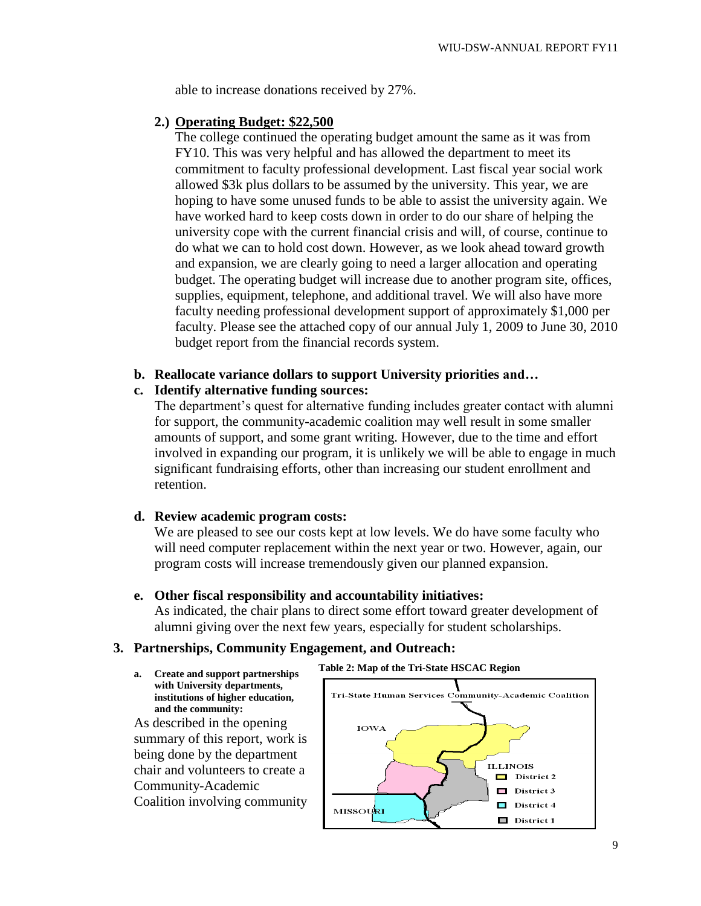able to increase donations received by 27%.

**2.) Operating Budget: $22,500**

The college continued the operating budget amount the same as it was from FY10. This was very helpful and has allowed the department to meet its commitment to faculty professional development. Last fiscal year social work allowed $3k plus dollars to be assumed by the university. This year, we are hoping to have some unused funds to be able to assist the university again. We have worked hard to keep costs down in order to do our share of helping the university cope with the current financial crisis and will, of course, continue to do what we can to hold cost down. However, as we look ahead toward growth and expansion, we are clearly going to need a larger allocation and operating budget. The operating budget will increase due to another program site, offices, supplies, equipment, telephone, and additional travel. We will also have more faculty needing professional development support of approximately $1,000 per faculty. Please see the attached copy of our annual July 1, 2009 to June 30, 2010 budget report from the financial records system.

**b. Reallocate variance dollars to support University priorities and…**

**c. Identify alternative funding sources:**

The department's quest for alternative funding includes greater contact with alumni for support, the community-academic coalition may well result in some smaller amounts of support, and some grant writing. However, due to the time and effort involved in expanding our program, it is unlikely we will be able to engage in much significant fundraising efforts, other than increasing our student enrollment and retention.

**d. Review academic program costs:**

We are pleased to see our costs kept at low levels. We do have some faculty who will need computer replacement within the next year or two. However, again, our program costs will increase tremendously given our planned expansion.

**e. Other fiscal responsibility and accountability initiatives:**

As indicated, the chair plans to direct some effort toward greater development of alumni giving over the next few years, especially for student scholarships.

## 3. Partnerships, Community Engagement, and Outreach:

**a. Create and support partnerships with University departments, institutions of higher education, and the community:**

As described in the opening summary of this report, work is being done by the department chair and volunteers to create a Community-Academic Coalition involving community

**Table 2: Map of the Tri-State HSCAC Region**

Tri-State Human Services Community-Academic Coalition

IOWA

ILLINOIS

MISSOURI

- District 2
- District 3
- District 4
- District 1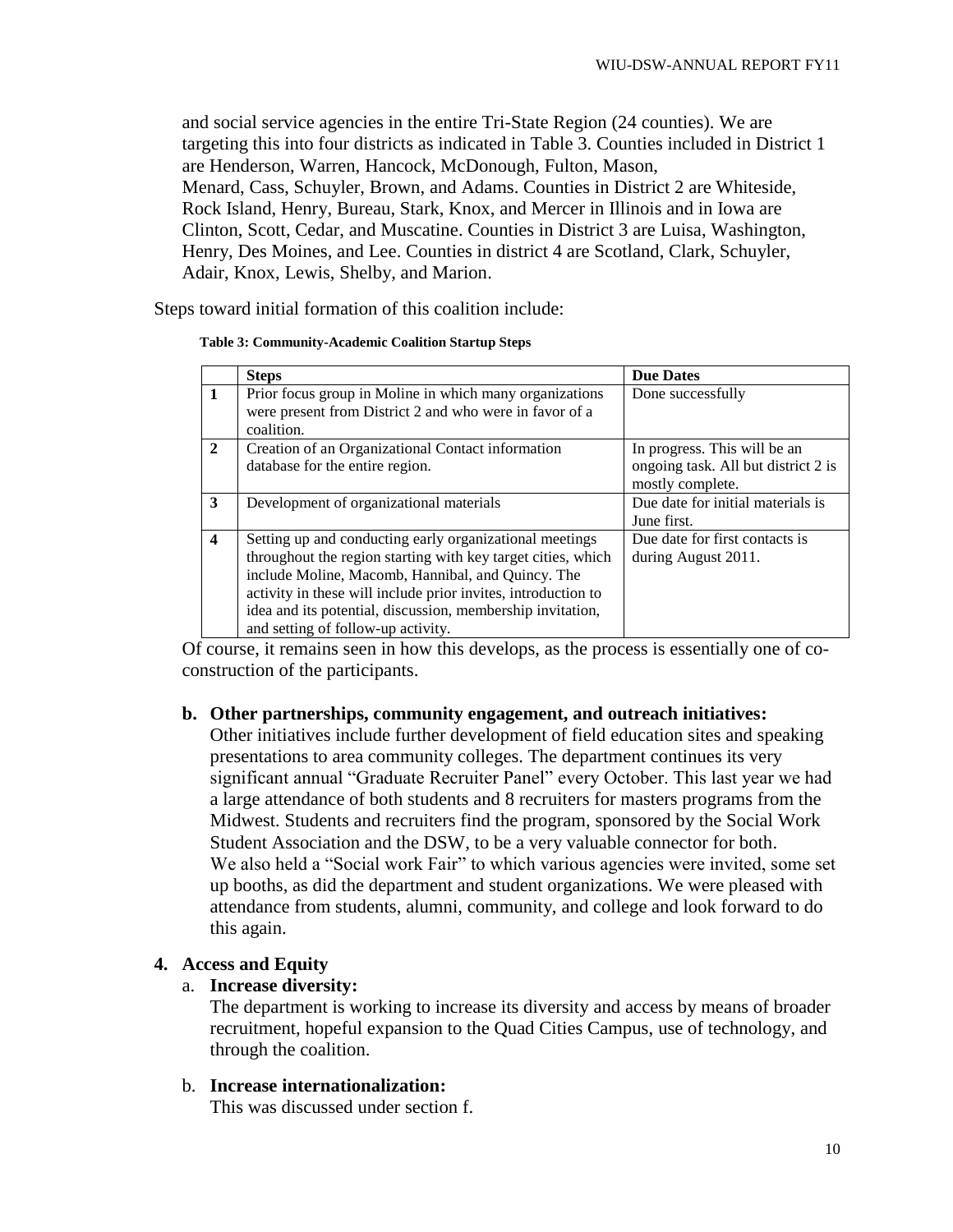and social service agencies in the entire Tri-State Region (24 counties). We are targeting this into four districts as indicated in Table 3. Counties included in District 1 are Henderson, Warren, Hancock, McDonough, Fulton, Mason, Menard, Cass, Schuyler, Brown, and Adams. Counties in District 2 are Whiteside, Rock Island, Henry, Bureau, Stark, Knox, and Mercer in Illinois and in Iowa are Clinton, Scott, Cedar, and Muscatine. Counties in District 3 are Luisa, Washington, Henry, Des Moines, and Lee. Counties in district 4 are Scotland, Clark, Schuyler, Adair, Knox, Lewis, Shelby, and Marion.

Steps toward initial formation of this coalition include:

**Table 3: Community-Academic Coalition Startup Steps**

| | Steps | Due Dates |
|---|---|---|
| **1** | Prior focus group in Moline in which many organizations were present from District 2 and who were in favor of a coalition. | Done successfully |
| **2** | Creation of an Organizational Contact information database for the entire region. | In progress. This will be an ongoing task. All but district 2 is mostly complete. |
| **3** | Development of organizational materials | Due date for initial materials is June first. |
| **4** | Setting up and conducting early organizational meetings throughout the region starting with key target cities, which include Moline, Macomb, Hannibal, and Quincy. The activity in these will include prior invites, introduction to idea and its potential, discussion, membership invitation, and setting of follow-up activity. | Due date for first contacts is during August 2011. |

Of course, it remains seen in how this develops, as the process is essentially one of co-construction of the participants.

**b. Other partnerships, community engagement, and outreach initiatives:**

Other initiatives include further development of field education sites and speaking presentations to area community colleges. The department continues its very significant annual "Graduate Recruiter Panel" every October. This last year we had a large attendance of both students and 8 recruiters for masters programs from the Midwest. Students and recruiters find the program, sponsored by the Social Work Student Association and the DSW, to be a very valuable connector for both. We also held a "Social work Fair" to which various agencies were invited, some set up booths, as did the department and student organizations. We were pleased with attendance from students, alumni, community, and college and look forward to do this again.

**4. Access and Equity**

a. **Increase diversity:**

The department is working to increase its diversity and access by means of broader recruitment, hopeful expansion to the Quad Cities Campus, use of technology, and through the coalition.

b. **Increase internationalization:**

This was discussed under section f.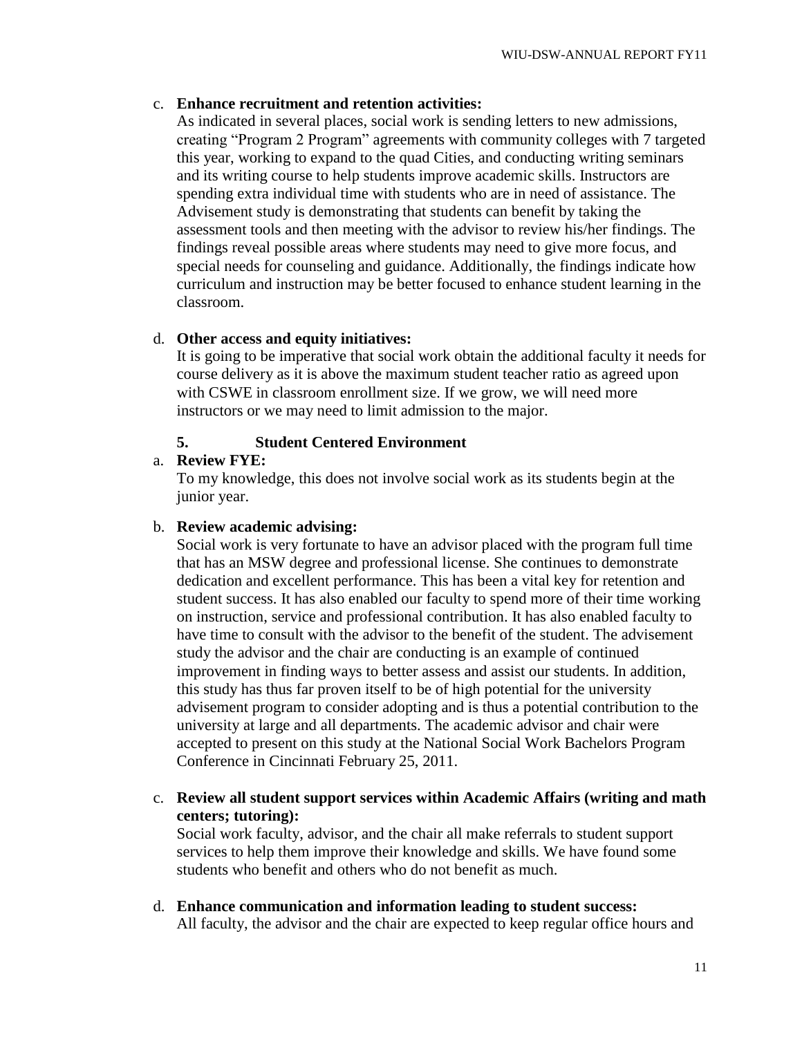c. **Enhance recruitment and retention activities:**
As indicated in several places, social work is sending letters to new admissions, creating "Program 2 Program" agreements with community colleges with 7 targeted this year, working to expand to the quad Cities, and conducting writing seminars and its writing course to help students improve academic skills. Instructors are spending extra individual time with students who are in need of assistance. The Advisement study is demonstrating that students can benefit by taking the assessment tools and then meeting with the advisor to review his/her findings. The findings reveal possible areas where students may need to give more focus, and special needs for counseling and guidance. Additionally, the findings indicate how curriculum and instruction may be better focused to enhance student learning in the classroom.

d. **Other access and equity initiatives:**
It is going to be imperative that social work obtain the additional faculty it needs for course delivery as it is above the maximum student teacher ratio as agreed upon with CSWE in classroom enrollment size. If we grow, we will need more instructors or we may need to limit admission to the major.

## 5. Student Centered Environment

a. **Review FYE:**
To my knowledge, this does not involve social work as its students begin at the junior year.

b. **Review academic advising:**
Social work is very fortunate to have an advisor placed with the program full time that has an MSW degree and professional license. She continues to demonstrate dedication and excellent performance. This has been a vital key for retention and student success. It has also enabled our faculty to spend more of their time working on instruction, service and professional contribution. It has also enabled faculty to have time to consult with the advisor to the benefit of the student. The advisement study the advisor and the chair are conducting is an example of continued improvement in finding ways to better assess and assist our students. In addition, this study has thus far proven itself to be of high potential for the university advisement program to consider adopting and is thus a potential contribution to the university at large and all departments. The academic advisor and chair were accepted to present on this study at the National Social Work Bachelors Program Conference in Cincinnati February 25, 2011.

c. **Review all student support services within Academic Affairs (writing and math centers; tutoring):**
Social work faculty, advisor, and the chair all make referrals to student support services to help them improve their knowledge and skills. We have found some students who benefit and others who do not benefit as much.

d. **Enhance communication and information leading to student success:**
All faculty, the advisor and the chair are expected to keep regular office hours and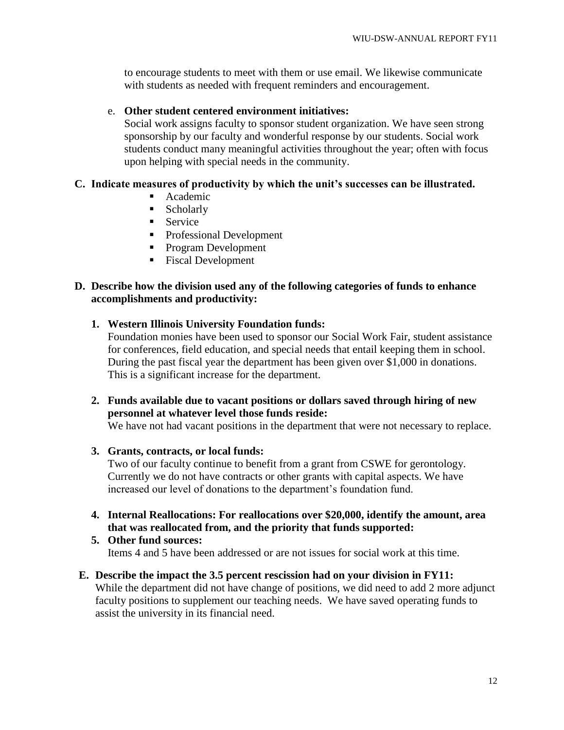to encourage students to meet with them or use email. We likewise communicate with students as needed with frequent reminders and encouragement.

e. **Other student centered environment initiatives:**
Social work assigns faculty to sponsor student organization. We have seen strong sponsorship by our faculty and wonderful response by our students. Social work students conduct many meaningful activities throughout the year; often with focus upon helping with special needs in the community.

**C. Indicate measures of productivity by which the unit's successes can be illustrated.**

- Academic
- Scholarly
- Service
- Professional Development
- Program Development
- Fiscal Development

**D. Describe how the division used any of the following categories of funds to enhance accomplishments and productivity:**

**1. Western Illinois University Foundation funds:**
Foundation monies have been used to sponsor our Social Work Fair, student assistance for conferences, field education, and special needs that entail keeping them in school. During the past fiscal year the department has been given over $1,000 in donations. This is a significant increase for the department.

**2. Funds available due to vacant positions or dollars saved through hiring of new personnel at whatever level those funds reside:**
We have not had vacant positions in the department that were not necessary to replace.

**3. Grants, contracts, or local funds:**
Two of our faculty continue to benefit from a grant from CSWE for gerontology. Currently we do not have contracts or other grants with capital aspects. We have increased our level of donations to the department's foundation fund.

**4. Internal Reallocations: For reallocations over $20,000, identify the amount, area that was reallocated from, and the priority that funds supported:**

**5. Other fund sources:**
Items 4 and 5 have been addressed or are not issues for social work at this time.

**E. Describe the impact the 3.5 percent rescission had on your division in FY11:**
While the department did not have change of positions, we did need to add 2 more adjunct faculty positions to supplement our teaching needs. We have saved operating funds to assist the university in its financial need.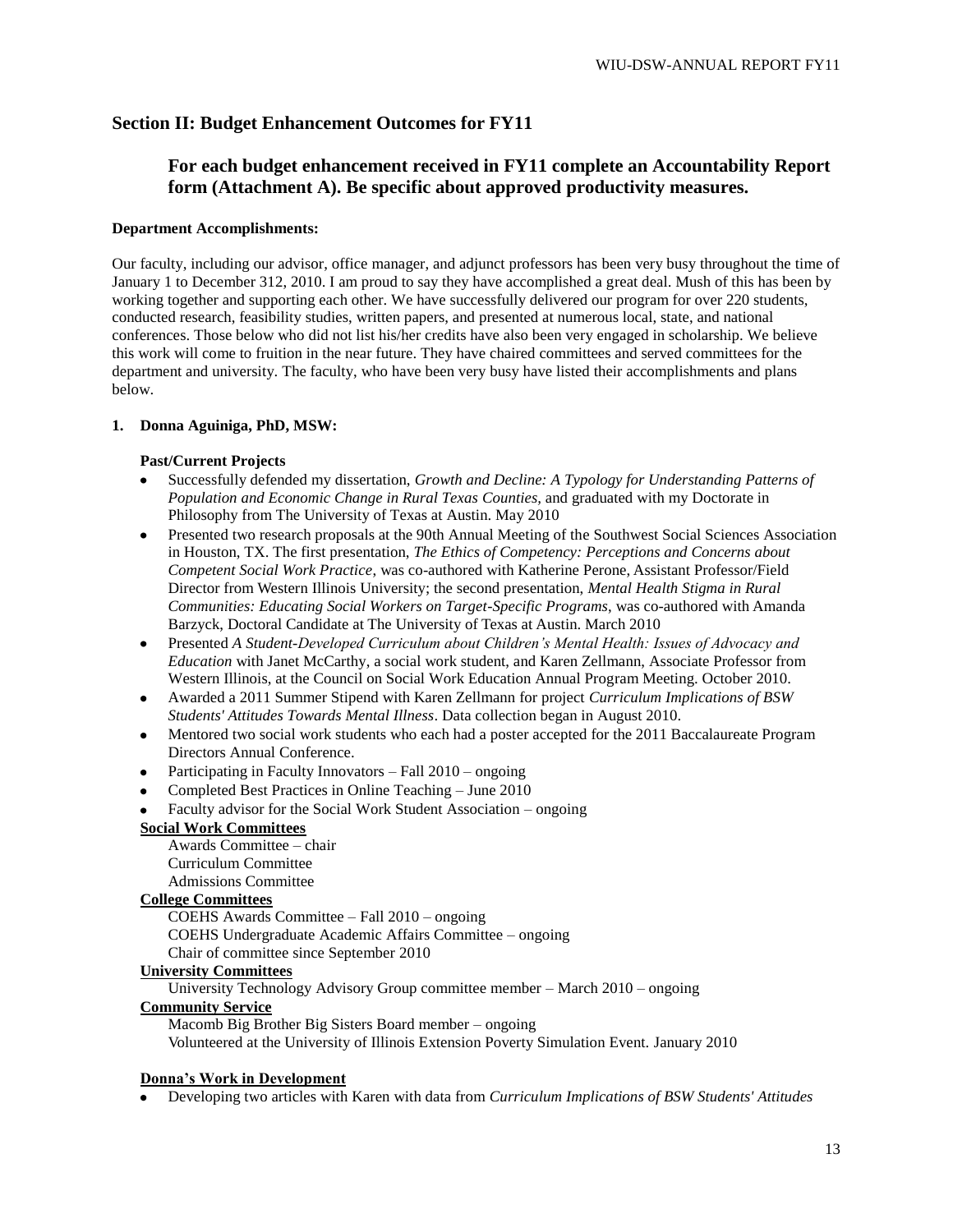## Section II: Budget Enhancement Outcomes for FY11

### For each budget enhancement received in FY11 complete an Accountability Report form (Attachment A). Be specific about approved productivity measures.

**Department Accomplishments:**

Our faculty, including our advisor, office manager, and adjunct professors has been very busy throughout the time of January 1 to December 312, 2010. I am proud to say they have accomplished a great deal. Mush of this has been by working together and supporting each other. We have successfully delivered our program for over 220 students, conducted research, feasibility studies, written papers, and presented at numerous local, state, and national conferences. Those below who did not list his/her credits have also been very engaged in scholarship. We believe this work will come to fruition in the near future. They have chaired committees and served committees for the department and university. The faculty, who have been very busy have listed their accomplishments and plans below.

**1. Donna Aguiniga, PhD, MSW:**

**Past/Current Projects**

- Successfully defended my dissertation, *Growth and Decline: A Typology for Understanding Patterns of Population and Economic Change in Rural Texas Counties*, and graduated with my Doctorate in Philosophy from The University of Texas at Austin. May 2010
- Presented two research proposals at the 90th Annual Meeting of the Southwest Social Sciences Association in Houston, TX. The first presentation, *The Ethics of Competency: Perceptions and Concerns about Competent Social Work Practice*, was co-authored with Katherine Perone, Assistant Professor/Field Director from Western Illinois University; the second presentation, *Mental Health Stigma in Rural Communities: Educating Social Workers on Target-Specific Programs*, was co-authored with Amanda Barzyck, Doctoral Candidate at The University of Texas at Austin. March 2010
- Presented *A Student-Developed Curriculum about Children's Mental Health: Issues of Advocacy and Education* with Janet McCarthy, a social work student, and Karen Zellmann, Associate Professor from Western Illinois, at the Council on Social Work Education Annual Program Meeting. October 2010.
- Awarded a 2011 Summer Stipend with Karen Zellmann for project *Curriculum Implications of BSW Students' Attitudes Towards Mental Illness*. Data collection began in August 2010.
- Mentored two social work students who each had a poster accepted for the 2011 Baccalaureate Program Directors Annual Conference.
- Participating in Faculty Innovators – Fall 2010 – ongoing
- Completed Best Practices in Online Teaching – June 2010
- Faculty advisor for the Social Work Student Association – ongoing

**<u>Social Work Committees</u>**

Awards Committee – chair
Curriculum Committee
Admissions Committee

**<u>College Committees</u>**

COEHS Awards Committee – Fall 2010 – ongoing
COEHS Undergraduate Academic Affairs Committee – ongoing
Chair of committee since September 2010

**<u>University Committees</u>**

University Technology Advisory Group committee member – March 2010 – ongoing

**<u>Community Service</u>**

Macomb Big Brother Big Sisters Board member – ongoing
Volunteered at the University of Illinois Extension Poverty Simulation Event. January 2010

**<u>Donna's Work in Development</u>**

- Developing two articles with Karen with data from *Curriculum Implications of BSW Students' Attitudes*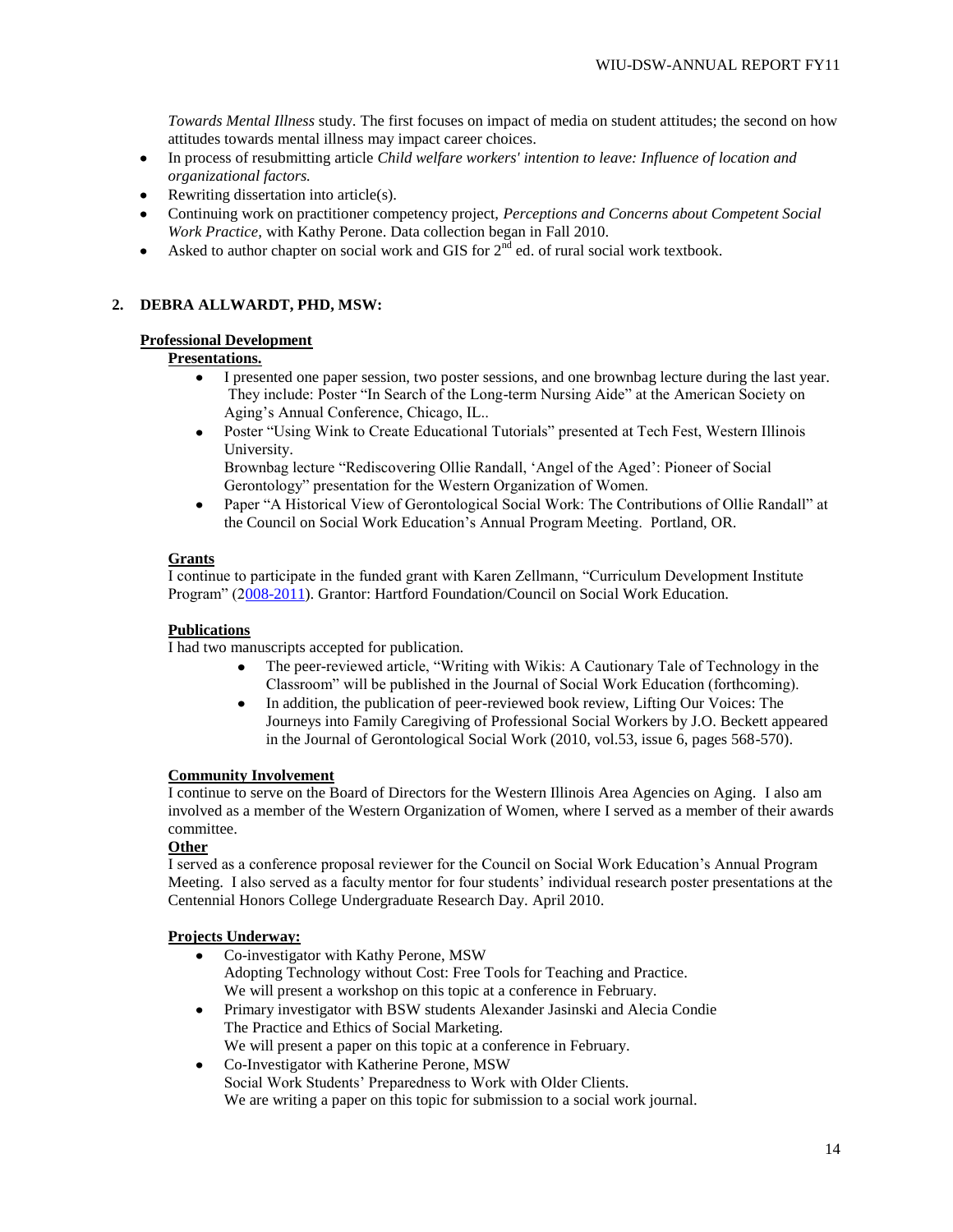*Towards Mental Illness* study. The first focuses on impact of media on student attitudes; the second on how attitudes towards mental illness may impact career choices.

- In process of resubmitting article *Child welfare workers' intention to leave: Influence of location and organizational factors.*
- Rewriting dissertation into article(s).
- Continuing work on practitioner competency project, *Perceptions and Concerns about Competent Social Work Practice,* with Kathy Perone. Data collection began in Fall 2010.
- Asked to author chapter on social work and GIS for 2nd ed. of rural social work textbook.

## 2. DEBRA ALLWARDT, PHD, MSW:

### Professional Development

**Presentations.**

- I presented one paper session, two poster sessions, and one brownbag lecture during the last year. They include: Poster "In Search of the Long-term Nursing Aide" at the American Society on Aging's Annual Conference, Chicago, IL..
- Poster "Using Wink to Create Educational Tutorials" presented at Tech Fest, Western Illinois University.
  Brownbag lecture "Rediscovering Ollie Randall, 'Angel of the Aged': Pioneer of Social Gerontology" presentation for the Western Organization of Women.
- Paper "A Historical View of Gerontological Social Work: The Contributions of Ollie Randall" at the Council on Social Work Education's Annual Program Meeting. Portland, OR.

**Grants**

I continue to participate in the funded grant with Karen Zellmann, "Curriculum Development Institute Program" (2008-2011). Grantor: Hartford Foundation/Council on Social Work Education.

**Publications**

I had two manuscripts accepted for publication.

- The peer-reviewed article, "Writing with Wikis: A Cautionary Tale of Technology in the Classroom" will be published in the Journal of Social Work Education (forthcoming).
- In addition, the publication of peer-reviewed book review, Lifting Our Voices: The Journeys into Family Caregiving of Professional Social Workers by J.O. Beckett appeared in the Journal of Gerontological Social Work (2010, vol.53, issue 6, pages 568-570).

**Community Involvement**

I continue to serve on the Board of Directors for the Western Illinois Area Agencies on Aging. I also am involved as a member of the Western Organization of Women, where I served as a member of their awards committee.

**Other**

I served as a conference proposal reviewer for the Council on Social Work Education's Annual Program Meeting. I also served as a faculty mentor for four students' individual research poster presentations at the Centennial Honors College Undergraduate Research Day. April 2010.

**Projects Underway:**

- Co-investigator with Kathy Perone, MSW
  Adopting Technology without Cost: Free Tools for Teaching and Practice.
  We will present a workshop on this topic at a conference in February.
- Primary investigator with BSW students Alexander Jasinski and Alecia Condie
  The Practice and Ethics of Social Marketing.
  We will present a paper on this topic at a conference in February.
- Co-Investigator with Katherine Perone, MSW
  Social Work Students' Preparedness to Work with Older Clients.
  We are writing a paper on this topic for submission to a social work journal.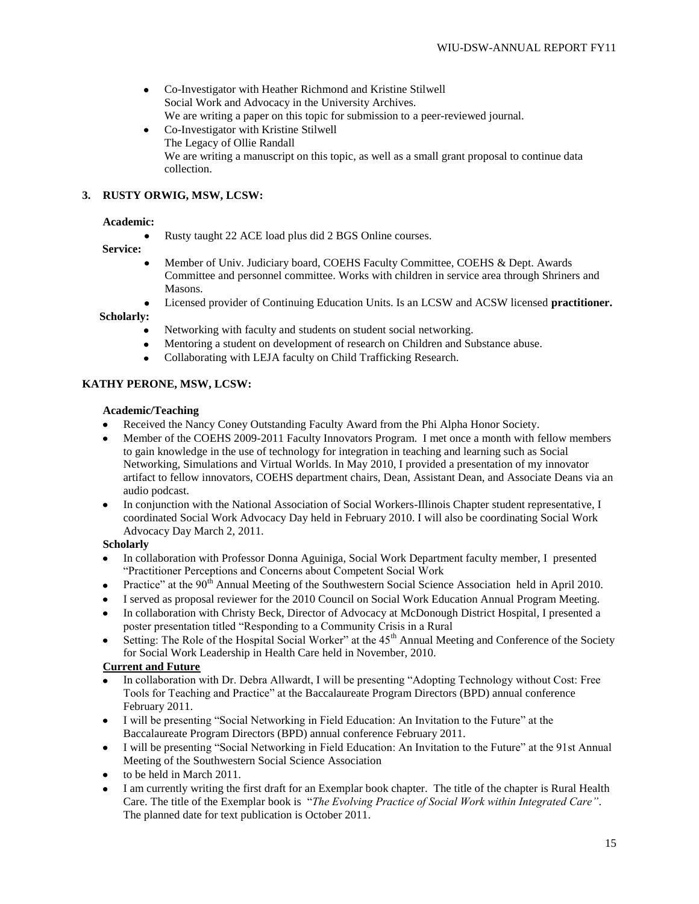- Co-Investigator with Heather Richmond and Kristine Stilwell
  Social Work and Advocacy in the University Archives.
  We are writing a paper on this topic for submission to a peer-reviewed journal.
- Co-Investigator with Kristine Stilwell
  The Legacy of Ollie Randall
  We are writing a manuscript on this topic, as well as a small grant proposal to continue data collection.

### 3. RUSTY ORWIG, MSW, LCSW:

**Academic:**

- Rusty taught 22 ACE load plus did 2 BGS Online courses.

**Service:**

- Member of Univ. Judiciary board, COEHS Faculty Committee, COEHS & Dept. Awards Committee and personnel committee. Works with children in service area through Shriners and Masons.
- Licensed provider of Continuing Education Units. Is an LCSW and ACSW licensed **practitioner.**

**Scholarly:**

- Networking with faculty and students on student social networking.
- Mentoring a student on development of research on Children and Substance abuse.
- Collaborating with LEJA faculty on Child Trafficking Research.

### KATHY PERONE, MSW, LCSW:

**Academic/Teaching**

- Received the Nancy Coney Outstanding Faculty Award from the Phi Alpha Honor Society.
- Member of the COEHS 2009-2011 Faculty Innovators Program. I met once a month with fellow members to gain knowledge in the use of technology for integration in teaching and learning such as Social Networking, Simulations and Virtual Worlds. In May 2010, I provided a presentation of my innovator artifact to fellow innovators, COEHS department chairs, Dean, Assistant Dean, and Associate Deans via an audio podcast.
- In conjunction with the National Association of Social Workers-Illinois Chapter student representative, I coordinated Social Work Advocacy Day held in February 2010. I will also be coordinating Social Work Advocacy Day March 2, 2011.

**Scholarly**

- In collaboration with Professor Donna Aguiniga, Social Work Department faculty member, I presented "Practitioner Perceptions and Concerns about Competent Social Work
- Practice" at the 90th Annual Meeting of the Southwestern Social Science Association held in April 2010.
- I served as proposal reviewer for the 2010 Council on Social Work Education Annual Program Meeting.
- In collaboration with Christy Beck, Director of Advocacy at McDonough District Hospital, I presented a poster presentation titled "Responding to a Community Crisis in a Rural
- Setting: The Role of the Hospital Social Worker" at the 45th Annual Meeting and Conference of the Society for Social Work Leadership in Health Care held in November, 2010.

**Current and Future**

- In collaboration with Dr. Debra Allwardt, I will be presenting "Adopting Technology without Cost: Free Tools for Teaching and Practice" at the Baccalaureate Program Directors (BPD) annual conference February 2011.
- I will be presenting "Social Networking in Field Education: An Invitation to the Future" at the Baccalaureate Program Directors (BPD) annual conference February 2011.
- I will be presenting "Social Networking in Field Education: An Invitation to the Future" at the 91st Annual Meeting of the Southwestern Social Science Association
- to be held in March 2011.
- I am currently writing the first draft for an Exemplar book chapter. The title of the chapter is Rural Health Care. The title of the Exemplar book is "*The Evolving Practice of Social Work within Integrated Care"*. The planned date for text publication is October 2011.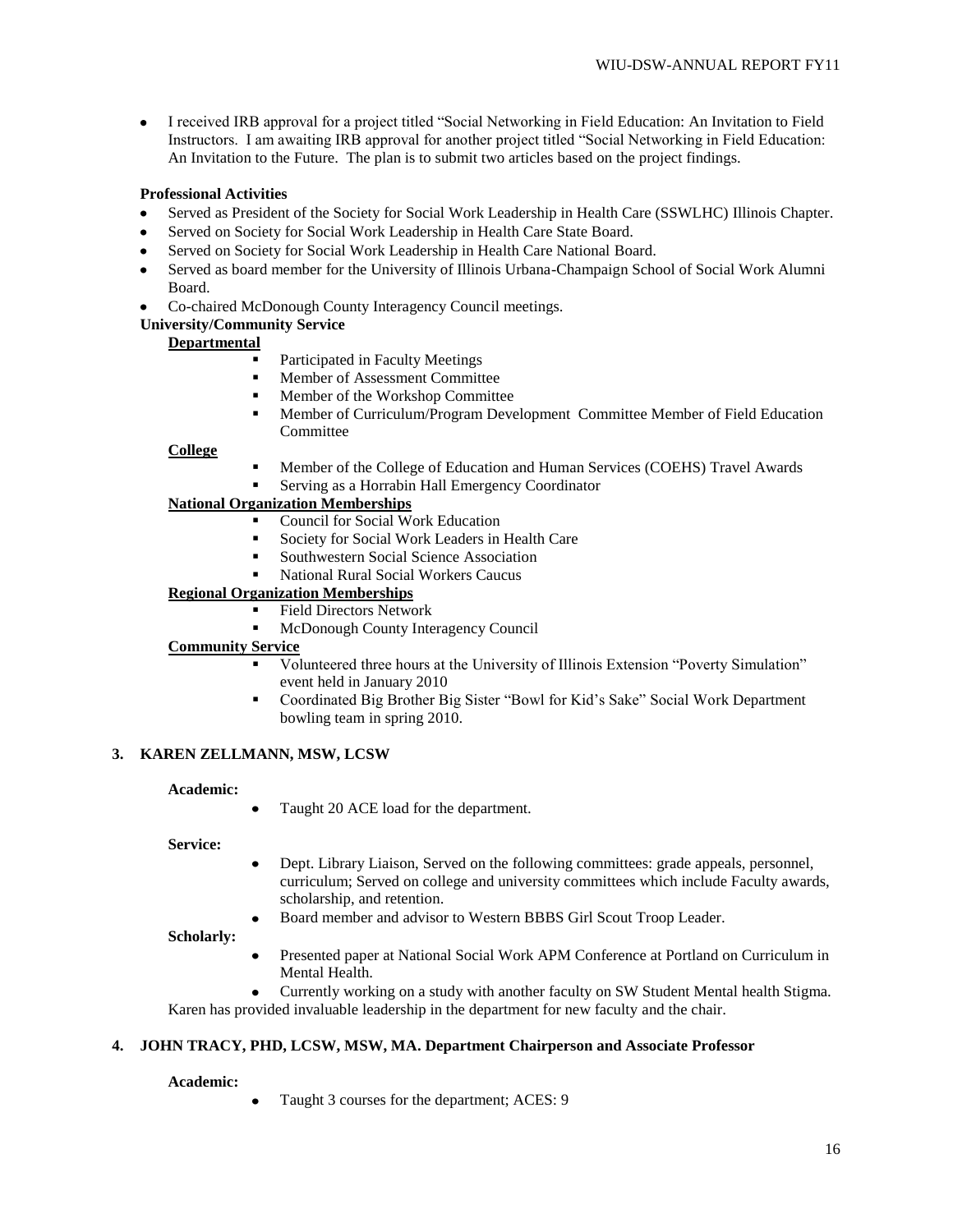- I received IRB approval for a project titled "Social Networking in Field Education: An Invitation to Field Instructors. I am awaiting IRB approval for another project titled "Social Networking in Field Education: An Invitation to the Future. The plan is to submit two articles based on the project findings.

**Professional Activities**

- Served as President of the Society for Social Work Leadership in Health Care (SSWLHC) Illinois Chapter.
- Served on Society for Social Work Leadership in Health Care State Board.
- Served on Society for Social Work Leadership in Health Care National Board.
- Served as board member for the University of Illinois Urbana-Champaign School of Social Work Alumni Board.
- Co-chaired McDonough County Interagency Council meetings.

**University/Community Service**

**Departmental**

- Participated in Faculty Meetings
- Member of Assessment Committee
- Member of the Workshop Committee
- Member of Curriculum/Program Development Committee Member of Field Education Committee

**College**

- Member of the College of Education and Human Services (COEHS) Travel Awards
- Serving as a Horrabin Hall Emergency Coordinator

**National Organization Memberships**

- Council for Social Work Education
- Society for Social Work Leaders in Health Care
- Southwestern Social Science Association
- National Rural Social Workers Caucus

**Regional Organization Memberships**

- Field Directors Network
- McDonough County Interagency Council

**Community Service**

- Volunteered three hours at the University of Illinois Extension "Poverty Simulation" event held in January 2010
- Coordinated Big Brother Big Sister "Bowl for Kid's Sake" Social Work Department bowling team in spring 2010.

### 3. KAREN ZELLMANN, MSW, LCSW

**Academic:**

- Taught 20 ACE load for the department.

**Service:**

- Dept. Library Liaison, Served on the following committees: grade appeals, personnel, curriculum; Served on college and university committees which include Faculty awards, scholarship, and retention.
- Board member and advisor to Western BBBS Girl Scout Troop Leader.

**Scholarly:**

- Presented paper at National Social Work APM Conference at Portland on Curriculum in Mental Health.
- Currently working on a study with another faculty on SW Student Mental health Stigma.

Karen has provided invaluable leadership in the department for new faculty and the chair.

### 4. JOHN TRACY, PHD, LCSW, MSW, MA. Department Chairperson and Associate Professor

**Academic:**

- Taught 3 courses for the department; ACES: 9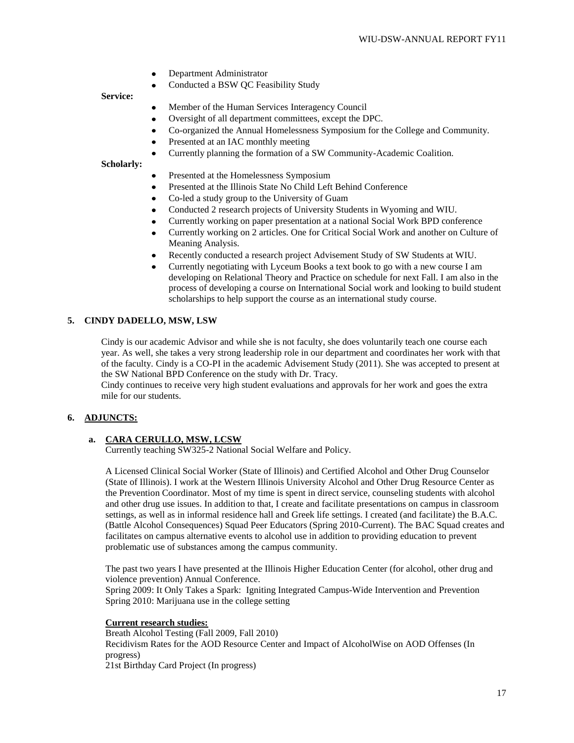- Department Administrator
- Conducted a BSW QC Feasibility Study

**Service:**

- Member of the Human Services Interagency Council
- Oversight of all department committees, except the DPC.
- Co-organized the Annual Homelessness Symposium for the College and Community.
- Presented at an IAC monthly meeting
- Currently planning the formation of a SW Community-Academic Coalition.

**Scholarly:**

- Presented at the Homelessness Symposium
- Presented at the Illinois State No Child Left Behind Conference
- Co-led a study group to the University of Guam
- Conducted 2 research projects of University Students in Wyoming and WIU.
- Currently working on paper presentation at a national Social Work BPD conference
- Currently working on 2 articles. One for Critical Social Work and another on Culture of Meaning Analysis.
- Recently conducted a research project Advisement Study of SW Students at WIU.
- Currently negotiating with Lyceum Books a text book to go with a new course I am developing on Relational Theory and Practice on schedule for next Fall. I am also in the process of developing a course on International Social work and looking to build student scholarships to help support the course as an international study course.

## 5. CINDY DADELLO, MSW, LSW

Cindy is our academic Advisor and while she is not faculty, she does voluntarily teach one course each year. As well, she takes a very strong leadership role in our department and coordinates her work with that of the faculty. Cindy is a CO-PI in the academic Advisement Study (2011). She was accepted to present at the SW National BPD Conference on the study with Dr. Tracy.

Cindy continues to receive very high student evaluations and approvals for her work and goes the extra mile for our students.

## 6. ADJUNCTS:

### a. CARA CERULLO, MSW, LCSW

Currently teaching SW325-2 National Social Welfare and Policy.

A Licensed Clinical Social Worker (State of Illinois) and Certified Alcohol and Other Drug Counselor (State of Illinois). I work at the Western Illinois University Alcohol and Other Drug Resource Center as the Prevention Coordinator. Most of my time is spent in direct service, counseling students with alcohol and other drug use issues. In addition to that, I create and facilitate presentations on campus in classroom settings, as well as in informal residence hall and Greek life settings. I created (and facilitate) the B.A.C. (Battle Alcohol Consequences) Squad Peer Educators (Spring 2010-Current). The BAC Squad creates and facilitates on campus alternative events to alcohol use in addition to providing education to prevent problematic use of substances among the campus community.

The past two years I have presented at the Illinois Higher Education Center (for alcohol, other drug and violence prevention) Annual Conference.
Spring 2009: It Only Takes a Spark: Igniting Integrated Campus-Wide Intervention and Prevention
Spring 2010: Marijuana use in the college setting

**Current research studies:**

Breath Alcohol Testing (Fall 2009, Fall 2010)
Recidivism Rates for the AOD Resource Center and Impact of AlcoholWise on AOD Offenses (In progress)
21st Birthday Card Project (In progress)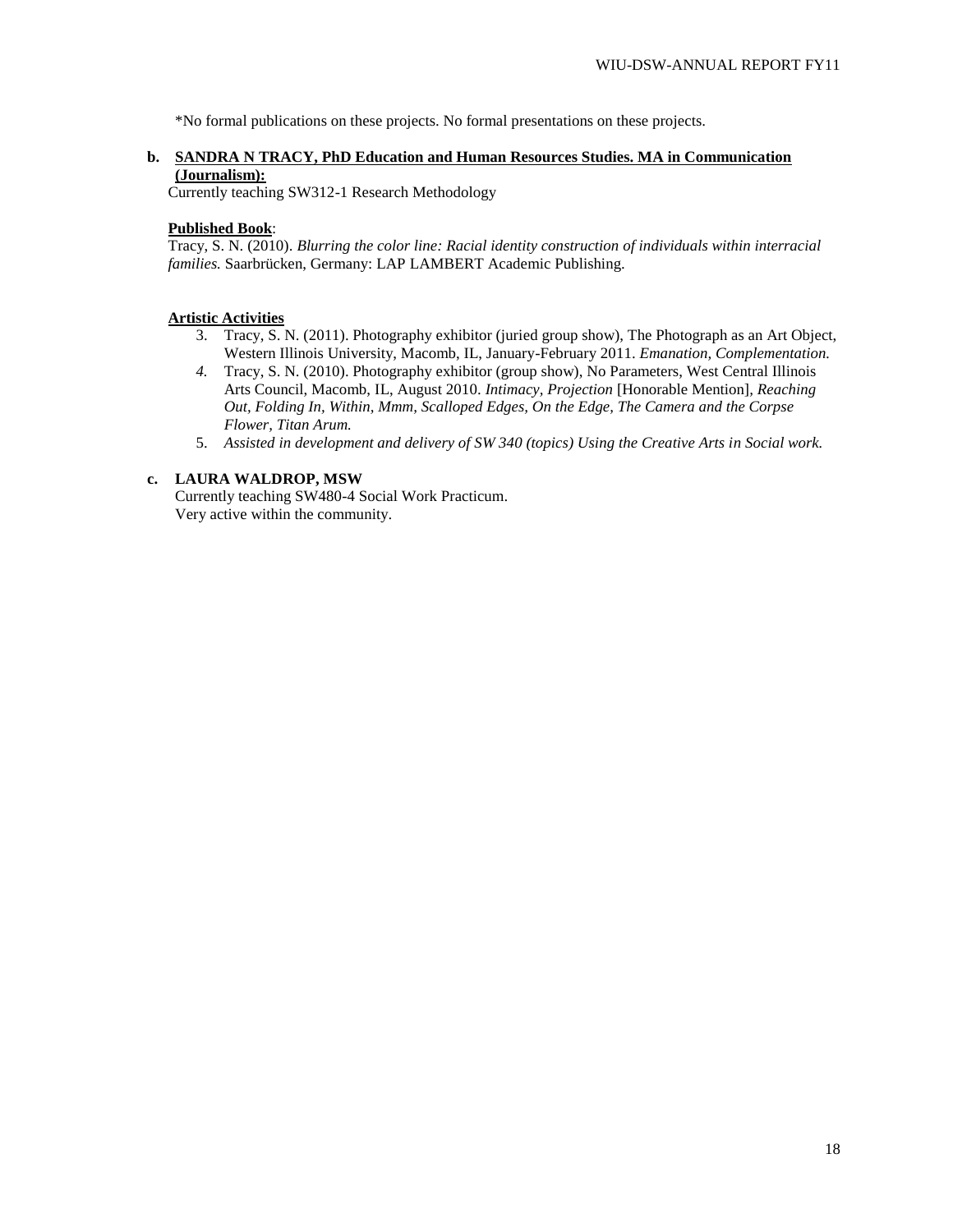*No formal publications on these projects. No formal presentations on these projects.

**b. SANDRA N TRACY, PhD Education and Human Resources Studies. MA in Communication (Journalism):**

Currently teaching SW312-1 Research Methodology

**Published Book**:

Tracy, S. N. (2010). *Blurring the color line: Racial identity construction of individuals within interracial families.* Saarbrücken, Germany: LAP LAMBERT Academic Publishing.

**Artistic Activities**

3. Tracy, S. N. (2011). Photography exhibitor (juried group show), The Photograph as an Art Object, Western Illinois University, Macomb, IL, January-February 2011. *Emanation, Complementation.*
4. Tracy, S. N. (2010). Photography exhibitor (group show), No Parameters, West Central Illinois Arts Council, Macomb, IL, August 2010. *Intimacy, Projection* [Honorable Mention], *Reaching Out, Folding In, Within, Mmm, Scalloped Edges, On the Edge, The Camera and the Corpse Flower, Titan Arum.*
5. *Assisted in development and delivery of SW 340 (topics) Using the Creative Arts in Social work.*

**c. LAURA WALDROP, MSW**

Currently teaching SW480-4 Social Work Practicum.
Very active within the community.